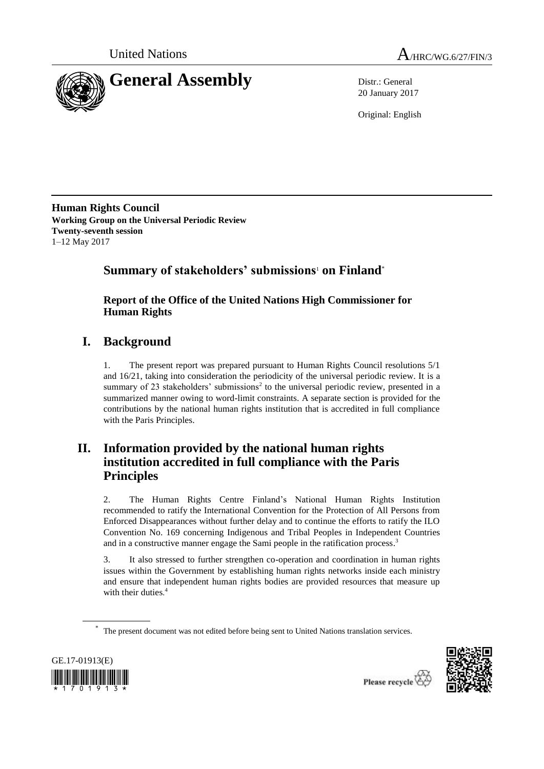United Nations A/HRC/WG.6/27/FIN/3

# General Assembly

Distr.: General
20 January 2017

Original: English

**Human Rights Council**
**Working Group on the Universal Periodic Review**
**Twenty-seventh session**
1–12 May 2017

## Summary of stakeholders' submissions[1] on Finland*

### Report of the Office of the United Nations High Commissioner for Human Rights

## I. Background

1. The present report was prepared pursuant to Human Rights Council resolutions 5/1 and 16/21, taking into consideration the periodicity of the universal periodic review. It is a summary of 23 stakeholders' submissions[2] to the universal periodic review, presented in a summarized manner owing to word-limit constraints. A separate section is provided for the contributions by the national human rights institution that is accredited in full compliance with the Paris Principles.

## II. Information provided by the national human rights institution accredited in full compliance with the Paris Principles

2. The Human Rights Centre Finland's National Human Rights Institution recommended to ratify the International Convention for the Protection of All Persons from Enforced Disappearances without further delay and to continue the efforts to ratify the ILO Convention No. 169 concerning Indigenous and Tribal Peoples in Independent Countries and in a constructive manner engage the Sami people in the ratification process.[3]

3. It also stressed to further strengthen co-operation and coordination in human rights issues within the Government by establishing human rights networks inside each ministry and ensure that independent human rights bodies are provided resources that measure up with their duties.[4]

* The present document was not edited before being sent to United Nations translation services.

GE.17-01913(E)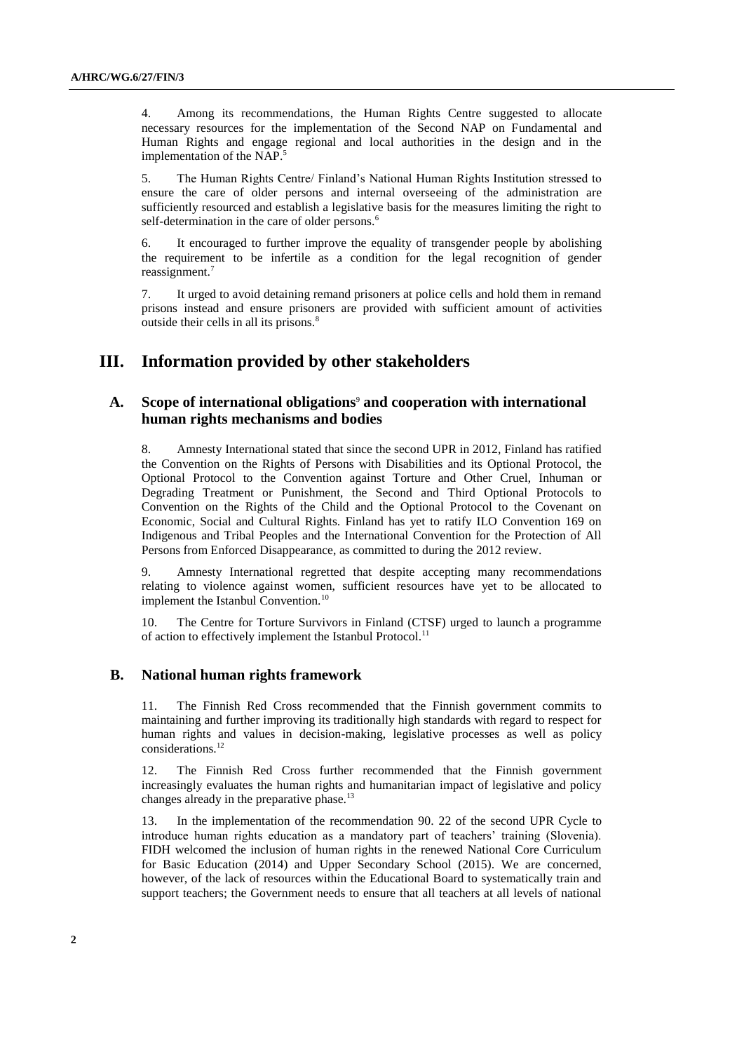4. Among its recommendations, the Human Rights Centre suggested to allocate necessary resources for the implementation of the Second NAP on Fundamental and Human Rights and engage regional and local authorities in the design and in the implementation of the NAP.[5]

5. The Human Rights Centre/ Finland's National Human Rights Institution stressed to ensure the care of older persons and internal overseeing of the administration are sufficiently resourced and establish a legislative basis for the measures limiting the right to self-determination in the care of older persons.[6]

6. It encouraged to further improve the equality of transgender people by abolishing the requirement to be infertile as a condition for the legal recognition of gender reassignment.[7]

7. It urged to avoid detaining remand prisoners at police cells and hold them in remand prisons instead and ensure prisoners are provided with sufficient amount of activities outside their cells in all its prisons.[8]

# III. Information provided by other stakeholders

## A. Scope of international obligations[9] and cooperation with international human rights mechanisms and bodies

8. Amnesty International stated that since the second UPR in 2012, Finland has ratified the Convention on the Rights of Persons with Disabilities and its Optional Protocol, the Optional Protocol to the Convention against Torture and Other Cruel, Inhuman or Degrading Treatment or Punishment, the Second and Third Optional Protocols to Convention on the Rights of the Child and the Optional Protocol to the Covenant on Economic, Social and Cultural Rights. Finland has yet to ratify ILO Convention 169 on Indigenous and Tribal Peoples and the International Convention for the Protection of All Persons from Enforced Disappearance, as committed to during the 2012 review.

9. Amnesty International regretted that despite accepting many recommendations relating to violence against women, sufficient resources have yet to be allocated to implement the Istanbul Convention.[10]

10. The Centre for Torture Survivors in Finland (CTSF) urged to launch a programme of action to effectively implement the Istanbul Protocol.[11]

## B. National human rights framework

11. The Finnish Red Cross recommended that the Finnish government commits to maintaining and further improving its traditionally high standards with regard to respect for human rights and values in decision-making, legislative processes as well as policy considerations.[12]

12. The Finnish Red Cross further recommended that the Finnish government increasingly evaluates the human rights and humanitarian impact of legislative and policy changes already in the preparative phase.[13]

13. In the implementation of the recommendation 90. 22 of the second UPR Cycle to introduce human rights education as a mandatory part of teachers' training (Slovenia). FIDH welcomed the inclusion of human rights in the renewed National Core Curriculum for Basic Education (2014) and Upper Secondary School (2015). We are concerned, however, of the lack of resources within the Educational Board to systematically train and support teachers; the Government needs to ensure that all teachers at all levels of national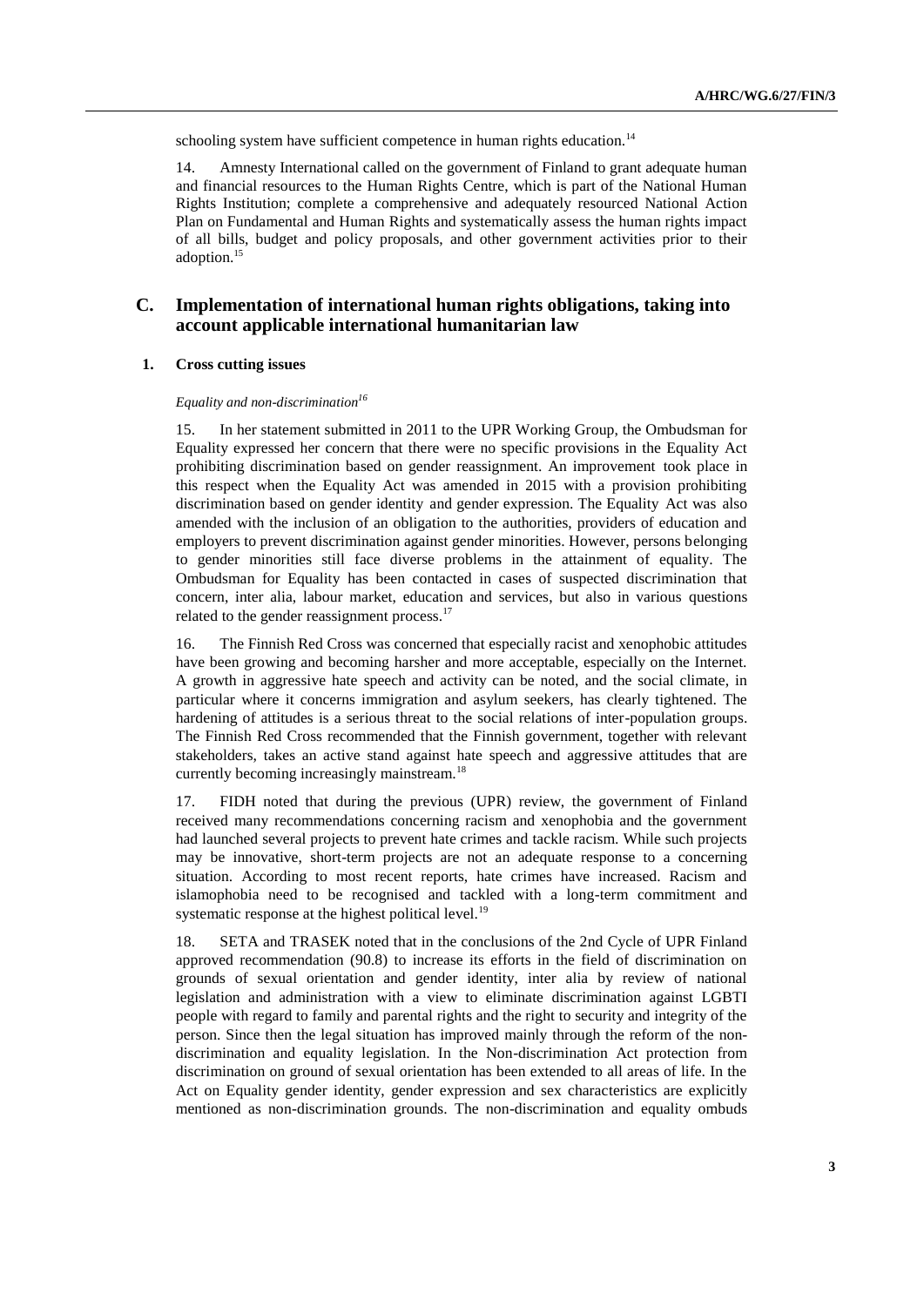schooling system have sufficient competence in human rights education.[14]

14. Amnesty International called on the government of Finland to grant adequate human and financial resources to the Human Rights Centre, which is part of the National Human Rights Institution; complete a comprehensive and adequately resourced National Action Plan on Fundamental and Human Rights and systematically assess the human rights impact of all bills, budget and policy proposals, and other government activities prior to their adoption.[15]

## C. Implementation of international human rights obligations, taking into account applicable international humanitarian law

### 1. Cross cutting issues

*Equality and non-discrimination*[16]

15. In her statement submitted in 2011 to the UPR Working Group, the Ombudsman for Equality expressed her concern that there were no specific provisions in the Equality Act prohibiting discrimination based on gender reassignment. An improvement took place in this respect when the Equality Act was amended in 2015 with a provision prohibiting discrimination based on gender identity and gender expression. The Equality Act was also amended with the inclusion of an obligation to the authorities, providers of education and employers to prevent discrimination against gender minorities. However, persons belonging to gender minorities still face diverse problems in the attainment of equality. The Ombudsman for Equality has been contacted in cases of suspected discrimination that concern, inter alia, labour market, education and services, but also in various questions related to the gender reassignment process.[17]

16. The Finnish Red Cross was concerned that especially racist and xenophobic attitudes have been growing and becoming harsher and more acceptable, especially on the Internet. A growth in aggressive hate speech and activity can be noted, and the social climate, in particular where it concerns immigration and asylum seekers, has clearly tightened. The hardening of attitudes is a serious threat to the social relations of inter-population groups. The Finnish Red Cross recommended that the Finnish government, together with relevant stakeholders, takes an active stand against hate speech and aggressive attitudes that are currently becoming increasingly mainstream.[18]

17. FIDH noted that during the previous (UPR) review, the government of Finland received many recommendations concerning racism and xenophobia and the government had launched several projects to prevent hate crimes and tackle racism. While such projects may be innovative, short-term projects are not an adequate response to a concerning situation. According to most recent reports, hate crimes have increased. Racism and islamophobia need to be recognised and tackled with a long-term commitment and systematic response at the highest political level.[19]

18. SETA and TRASEK noted that in the conclusions of the 2nd Cycle of UPR Finland approved recommendation (90.8) to increase its efforts in the field of discrimination on grounds of sexual orientation and gender identity, inter alia by review of national legislation and administration with a view to eliminate discrimination against LGBTI people with regard to family and parental rights and the right to security and integrity of the person. Since then the legal situation has improved mainly through the reform of the non-discrimination and equality legislation. In the Non-discrimination Act protection from discrimination on ground of sexual orientation has been extended to all areas of life. In the Act on Equality gender identity, gender expression and sex characteristics are explicitly mentioned as non-discrimination grounds. The non-discrimination and equality ombuds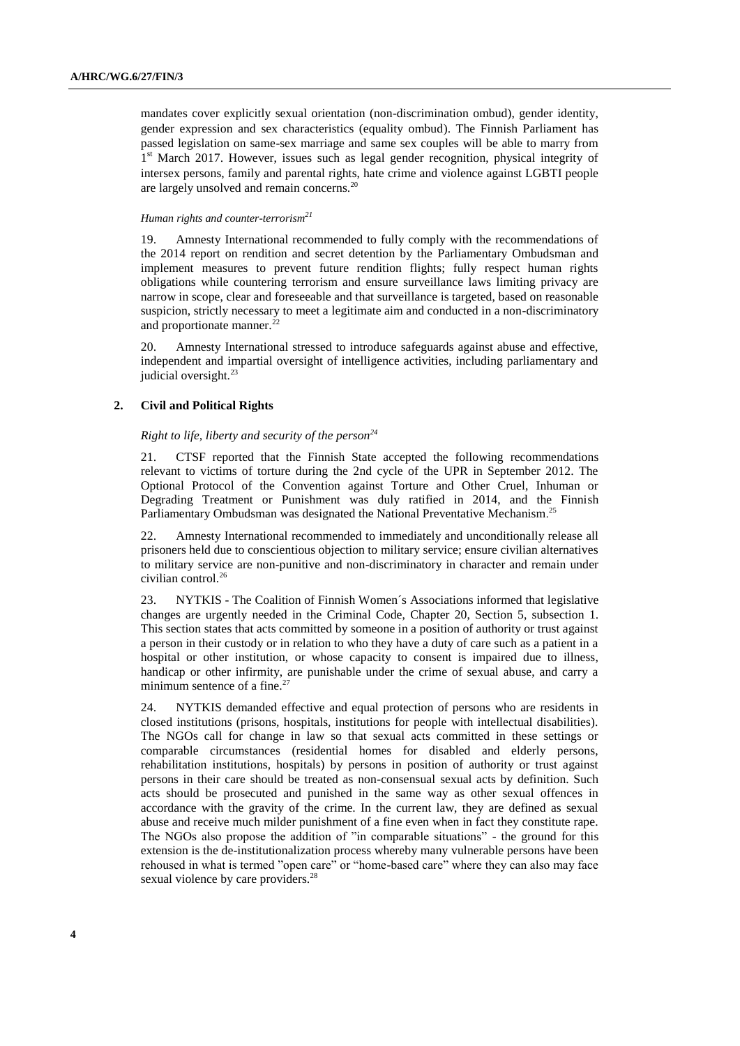mandates cover explicitly sexual orientation (non-discrimination ombud), gender identity, gender expression and sex characteristics (equality ombud). The Finnish Parliament has passed legislation on same-sex marriage and same sex couples will be able to marry from 1st March 2017. However, issues such as legal gender recognition, physical integrity of intersex persons, family and parental rights, hate crime and violence against LGBTI people are largely unsolved and remain concerns.[20]

*Human rights and counter-terrorism[21]*

19. Amnesty International recommended to fully comply with the recommendations of the 2014 report on rendition and secret detention by the Parliamentary Ombudsman and implement measures to prevent future rendition flights; fully respect human rights obligations while countering terrorism and ensure surveillance laws limiting privacy are narrow in scope, clear and foreseeable and that surveillance is targeted, based on reasonable suspicion, strictly necessary to meet a legitimate aim and conducted in a non-discriminatory and proportionate manner.[22]

20. Amnesty International stressed to introduce safeguards against abuse and effective, independent and impartial oversight of intelligence activities, including parliamentary and judicial oversight.[23]

## 2. Civil and Political Rights

*Right to life, liberty and security of the person[24]*

21. CTSF reported that the Finnish State accepted the following recommendations relevant to victims of torture during the 2nd cycle of the UPR in September 2012. The Optional Protocol of the Convention against Torture and Other Cruel, Inhuman or Degrading Treatment or Punishment was duly ratified in 2014, and the Finnish Parliamentary Ombudsman was designated the National Preventative Mechanism.[25]

22. Amnesty International recommended to immediately and unconditionally release all prisoners held due to conscientious objection to military service; ensure civilian alternatives to military service are non-punitive and non-discriminatory in character and remain under civilian control.[26]

23. NYTKIS - The Coalition of Finnish Women´s Associations informed that legislative changes are urgently needed in the Criminal Code, Chapter 20, Section 5, subsection 1. This section states that acts committed by someone in a position of authority or trust against a person in their custody or in relation to who they have a duty of care such as a patient in a hospital or other institution, or whose capacity to consent is impaired due to illness, handicap or other infirmity, are punishable under the crime of sexual abuse, and carry a minimum sentence of a fine.[27]

24. NYTKIS demanded effective and equal protection of persons who are residents in closed institutions (prisons, hospitals, institutions for people with intellectual disabilities). The NGOs call for change in law so that sexual acts committed in these settings or comparable circumstances (residential homes for disabled and elderly persons, rehabilitation institutions, hospitals) by persons in position of authority or trust against persons in their care should be treated as non-consensual sexual acts by definition. Such acts should be prosecuted and punished in the same way as other sexual offences in accordance with the gravity of the crime. In the current law, they are defined as sexual abuse and receive much milder punishment of a fine even when in fact they constitute rape. The NGOs also propose the addition of "in comparable situations" - the ground for this extension is the de-institutionalization process whereby many vulnerable persons have been rehoused in what is termed "open care" or "home-based care" where they can also may face sexual violence by care providers.[28]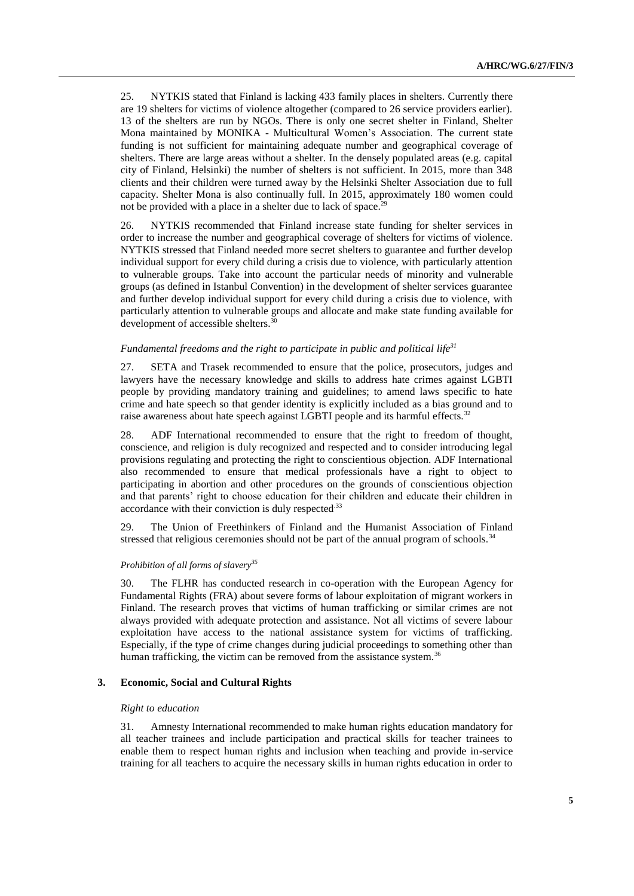25. NYTKIS stated that Finland is lacking 433 family places in shelters. Currently there are 19 shelters for victims of violence altogether (compared to 26 service providers earlier). 13 of the shelters are run by NGOs. There is only one secret shelter in Finland, Shelter Mona maintained by MONIKA - Multicultural Women's Association. The current state funding is not sufficient for maintaining adequate number and geographical coverage of shelters. There are large areas without a shelter. In the densely populated areas (e.g. capital city of Finland, Helsinki) the number of shelters is not sufficient. In 2015, more than 348 clients and their children were turned away by the Helsinki Shelter Association due to full capacity. Shelter Mona is also continually full. In 2015, approximately 180 women could not be provided with a place in a shelter due to lack of space.[29]

26. NYTKIS recommended that Finland increase state funding for shelter services in order to increase the number and geographical coverage of shelters for victims of violence. NYTKIS stressed that Finland needed more secret shelters to guarantee and further develop individual support for every child during a crisis due to violence, with particularly attention to vulnerable groups. Take into account the particular needs of minority and vulnerable groups (as defined in Istanbul Convention) in the development of shelter services guarantee and further develop individual support for every child during a crisis due to violence, with particularly attention to vulnerable groups and allocate and make state funding available for development of accessible shelters.[30]

*Fundamental freedoms and the right to participate in public and political life[31]*

27. SETA and Trasek recommended to ensure that the police, prosecutors, judges and lawyers have the necessary knowledge and skills to address hate crimes against LGBTI people by providing mandatory training and guidelines; to amend laws specific to hate crime and hate speech so that gender identity is explicitly included as a bias ground and to raise awareness about hate speech against LGBTI people and its harmful effects.[32]

28. ADF International recommended to ensure that the right to freedom of thought, conscience, and religion is duly recognized and respected and to consider introducing legal provisions regulating and protecting the right to conscientious objection. ADF International also recommended to ensure that medical professionals have a right to object to participating in abortion and other procedures on the grounds of conscientious objection and that parents' right to choose education for their children and educate their children in accordance with their conviction is duly respected.[33]

29. The Union of Freethinkers of Finland and the Humanist Association of Finland stressed that religious ceremonies should not be part of the annual program of schools.[34]

*Prohibition of all forms of slavery[35]*

30. The FLHR has conducted research in co-operation with the European Agency for Fundamental Rights (FRA) about severe forms of labour exploitation of migrant workers in Finland. The research proves that victims of human trafficking or similar crimes are not always provided with adequate protection and assistance. Not all victims of severe labour exploitation have access to the national assistance system for victims of trafficking. Especially, if the type of crime changes during judicial proceedings to something other than human trafficking, the victim can be removed from the assistance system.[36]

### 3. Economic, Social and Cultural Rights

*Right to education*

31. Amnesty International recommended to make human rights education mandatory for all teacher trainees and include participation and practical skills for teacher trainees to enable them to respect human rights and inclusion when teaching and provide in-service training for all teachers to acquire the necessary skills in human rights education in order to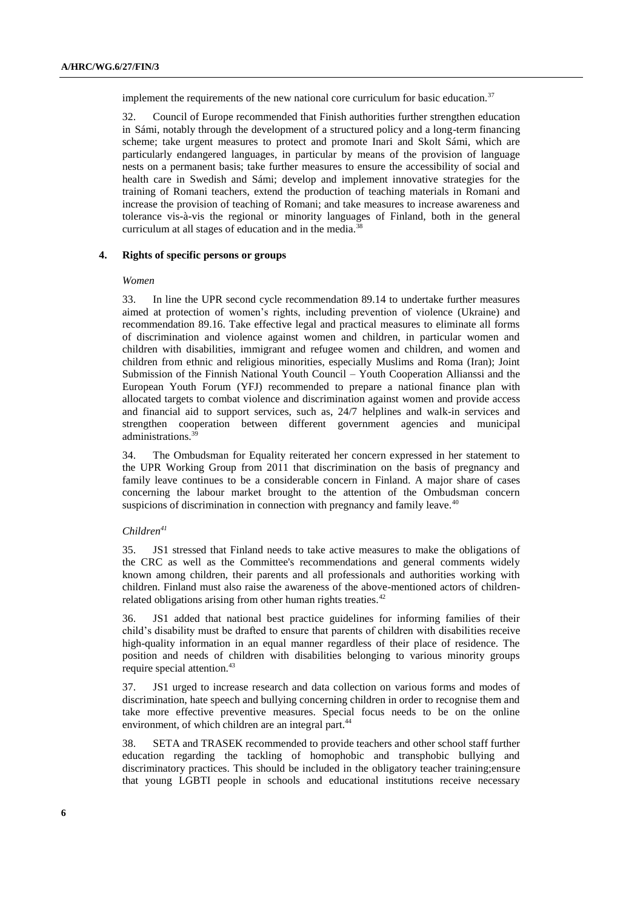implement the requirements of the new national core curriculum for basic education.[37]

32. Council of Europe recommended that Finish authorities further strengthen education in Sámi, notably through the development of a structured policy and a long-term financing scheme; take urgent measures to protect and promote Inari and Skolt Sámi, which are particularly endangered languages, in particular by means of the provision of language nests on a permanent basis; take further measures to ensure the accessibility of social and health care in Swedish and Sámi; develop and implement innovative strategies for the training of Romani teachers, extend the production of teaching materials in Romani and increase the provision of teaching of Romani; and take measures to increase awareness and tolerance vis-à-vis the regional or minority languages of Finland, both in the general curriculum at all stages of education and in the media.[38]

### 4. Rights of specific persons or groups

*Women*

33. In line the UPR second cycle recommendation 89.14 to undertake further measures aimed at protection of women's rights, including prevention of violence (Ukraine) and recommendation 89.16. Take effective legal and practical measures to eliminate all forms of discrimination and violence against women and children, in particular women and children with disabilities, immigrant and refugee women and children, and women and children from ethnic and religious minorities, especially Muslims and Roma (Iran); Joint Submission of the Finnish National Youth Council – Youth Cooperation Allianssi and the European Youth Forum (YFJ) recommended to prepare a national finance plan with allocated targets to combat violence and discrimination against women and provide access and financial aid to support services, such as, 24/7 helplines and walk-in services and strengthen cooperation between different government agencies and municipal administrations.[39]

34. The Ombudsman for Equality reiterated her concern expressed in her statement to the UPR Working Group from 2011 that discrimination on the basis of pregnancy and family leave continues to be a considerable concern in Finland. A major share of cases concerning the labour market brought to the attention of the Ombudsman concern suspicions of discrimination in connection with pregnancy and family leave.[40]

*Children*[41]

35. JS1 stressed that Finland needs to take active measures to make the obligations of the CRC as well as the Committee's recommendations and general comments widely known among children, their parents and all professionals and authorities working with children. Finland must also raise the awareness of the above-mentioned actors of children-related obligations arising from other human rights treaties.[42]

36. JS1 added that national best practice guidelines for informing families of their child's disability must be drafted to ensure that parents of children with disabilities receive high-quality information in an equal manner regardless of their place of residence. The position and needs of children with disabilities belonging to various minority groups require special attention.[43]

37. JS1 urged to increase research and data collection on various forms and modes of discrimination, hate speech and bullying concerning children in order to recognise them and take more effective preventive measures. Special focus needs to be on the online environment, of which children are an integral part.[44]

38. SETA and TRASEK recommended to provide teachers and other school staff further education regarding the tackling of homophobic and transphobic bullying and discriminatory practices. This should be included in the obligatory teacher training;ensure that young LGBTI people in schools and educational institutions receive necessary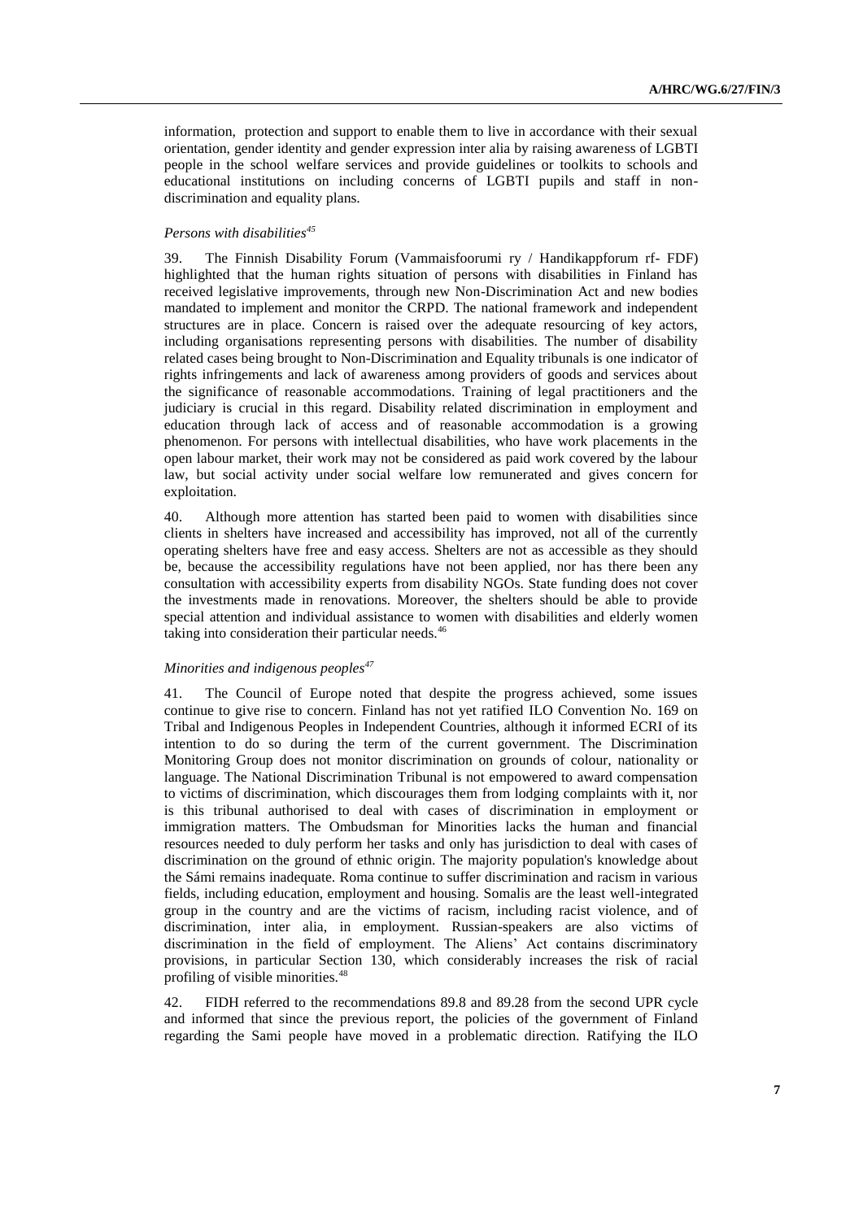information, protection and support to enable them to live in accordance with their sexual orientation, gender identity and gender expression inter alia by raising awareness of LGBTI people in the school welfare services and provide guidelines or toolkits to schools and educational institutions on including concerns of LGBTI pupils and staff in non-discrimination and equality plans.

### *Persons with disabilities*[45]

39. The Finnish Disability Forum (Vammaisfoorumi ry / Handikappforum rf- FDF) highlighted that the human rights situation of persons with disabilities in Finland has received legislative improvements, through new Non-Discrimination Act and new bodies mandated to implement and monitor the CRPD. The national framework and independent structures are in place. Concern is raised over the adequate resourcing of key actors, including organisations representing persons with disabilities. The number of disability related cases being brought to Non-Discrimination and Equality tribunals is one indicator of rights infringements and lack of awareness among providers of goods and services about the significance of reasonable accommodations. Training of legal practitioners and the judiciary is crucial in this regard. Disability related discrimination in employment and education through lack of access and of reasonable accommodation is a growing phenomenon. For persons with intellectual disabilities, who have work placements in the open labour market, their work may not be considered as paid work covered by the labour law, but social activity under social welfare low remunerated and gives concern for exploitation.

40. Although more attention has started been paid to women with disabilities since clients in shelters have increased and accessibility has improved, not all of the currently operating shelters have free and easy access. Shelters are not as accessible as they should be, because the accessibility regulations have not been applied, nor has there been any consultation with accessibility experts from disability NGOs. State funding does not cover the investments made in renovations. Moreover, the shelters should be able to provide special attention and individual assistance to women with disabilities and elderly women taking into consideration their particular needs.[46]

### *Minorities and indigenous peoples*[47]

41. The Council of Europe noted that despite the progress achieved, some issues continue to give rise to concern. Finland has not yet ratified ILO Convention No. 169 on Tribal and Indigenous Peoples in Independent Countries, although it informed ECRI of its intention to do so during the term of the current government. The Discrimination Monitoring Group does not monitor discrimination on grounds of colour, nationality or language. The National Discrimination Tribunal is not empowered to award compensation to victims of discrimination, which discourages them from lodging complaints with it, nor is this tribunal authorised to deal with cases of discrimination in employment or immigration matters. The Ombudsman for Minorities lacks the human and financial resources needed to duly perform her tasks and only has jurisdiction to deal with cases of discrimination on the ground of ethnic origin. The majority population's knowledge about the Sámi remains inadequate. Roma continue to suffer discrimination and racism in various fields, including education, employment and housing. Somalis are the least well-integrated group in the country and are the victims of racism, including racist violence, and of discrimination, inter alia, in employment. Russian-speakers are also victims of discrimination in the field of employment. The Aliens' Act contains discriminatory provisions, in particular Section 130, which considerably increases the risk of racial profiling of visible minorities.[48]

42. FIDH referred to the recommendations 89.8 and 89.28 from the second UPR cycle and informed that since the previous report, the policies of the government of Finland regarding the Sami people have moved in a problematic direction. Ratifying the ILO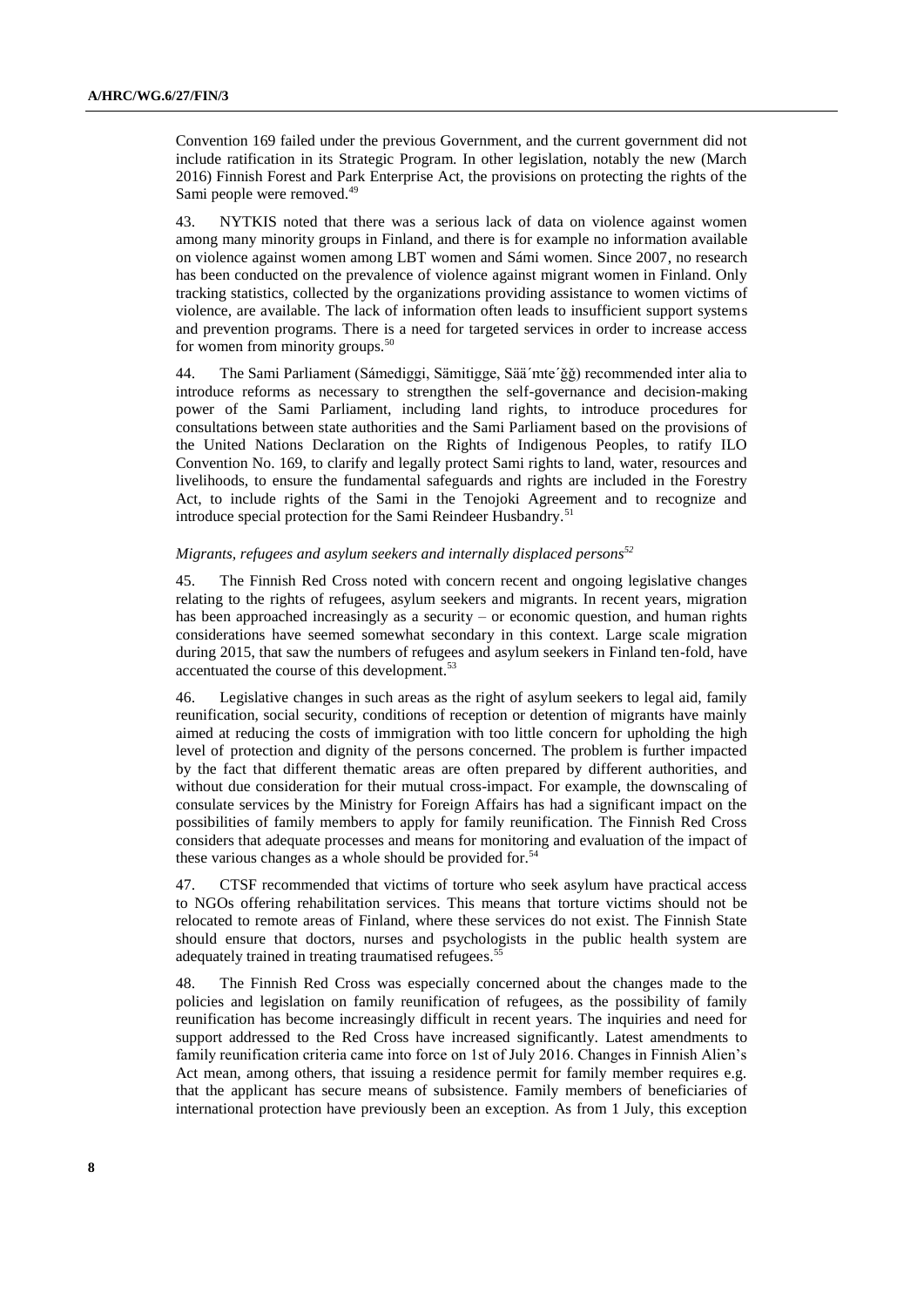Convention 169 failed under the previous Government, and the current government did not include ratification in its Strategic Program. In other legislation, notably the new (March 2016) Finnish Forest and Park Enterprise Act, the provisions on protecting the rights of the Sami people were removed.[49]

43. NYTKIS noted that there was a serious lack of data on violence against women among many minority groups in Finland, and there is for example no information available on violence against women among LBT women and Sámi women. Since 2007, no research has been conducted on the prevalence of violence against migrant women in Finland. Only tracking statistics, collected by the organizations providing assistance to women victims of violence, are available. The lack of information often leads to insufficient support systems and prevention programs. There is a need for targeted services in order to increase access for women from minority groups.[50]

44. The Sami Parliament (Sámediggi, Sämitigge, Sää´mte´ǧǧ) recommended inter alia to introduce reforms as necessary to strengthen the self-governance and decision-making power of the Sami Parliament, including land rights, to introduce procedures for consultations between state authorities and the Sami Parliament based on the provisions of the United Nations Declaration on the Rights of Indigenous Peoples, to ratify ILO Convention No. 169, to clarify and legally protect Sami rights to land, water, resources and livelihoods, to ensure the fundamental safeguards and rights are included in the Forestry Act, to include rights of the Sami in the Tenojoki Agreement and to recognize and introduce special protection for the Sami Reindeer Husbandry.[51]

*Migrants, refugees and asylum seekers and internally displaced persons*[52]

45. The Finnish Red Cross noted with concern recent and ongoing legislative changes relating to the rights of refugees, asylum seekers and migrants. In recent years, migration has been approached increasingly as a security – or economic question, and human rights considerations have seemed somewhat secondary in this context. Large scale migration during 2015, that saw the numbers of refugees and asylum seekers in Finland ten-fold, have accentuated the course of this development.[53]

46. Legislative changes in such areas as the right of asylum seekers to legal aid, family reunification, social security, conditions of reception or detention of migrants have mainly aimed at reducing the costs of immigration with too little concern for upholding the high level of protection and dignity of the persons concerned. The problem is further impacted by the fact that different thematic areas are often prepared by different authorities, and without due consideration for their mutual cross-impact. For example, the downscaling of consulate services by the Ministry for Foreign Affairs has had a significant impact on the possibilities of family members to apply for family reunification. The Finnish Red Cross considers that adequate processes and means for monitoring and evaluation of the impact of these various changes as a whole should be provided for.[54]

47. CTSF recommended that victims of torture who seek asylum have practical access to NGOs offering rehabilitation services. This means that torture victims should not be relocated to remote areas of Finland, where these services do not exist. The Finnish State should ensure that doctors, nurses and psychologists in the public health system are adequately trained in treating traumatised refugees.[55]

48. The Finnish Red Cross was especially concerned about the changes made to the policies and legislation on family reunification of refugees, as the possibility of family reunification has become increasingly difficult in recent years. The inquiries and need for support addressed to the Red Cross have increased significantly. Latest amendments to family reunification criteria came into force on 1st of July 2016. Changes in Finnish Alien's Act mean, among others, that issuing a residence permit for family member requires e.g. that the applicant has secure means of subsistence. Family members of beneficiaries of international protection have previously been an exception. As from 1 July, this exception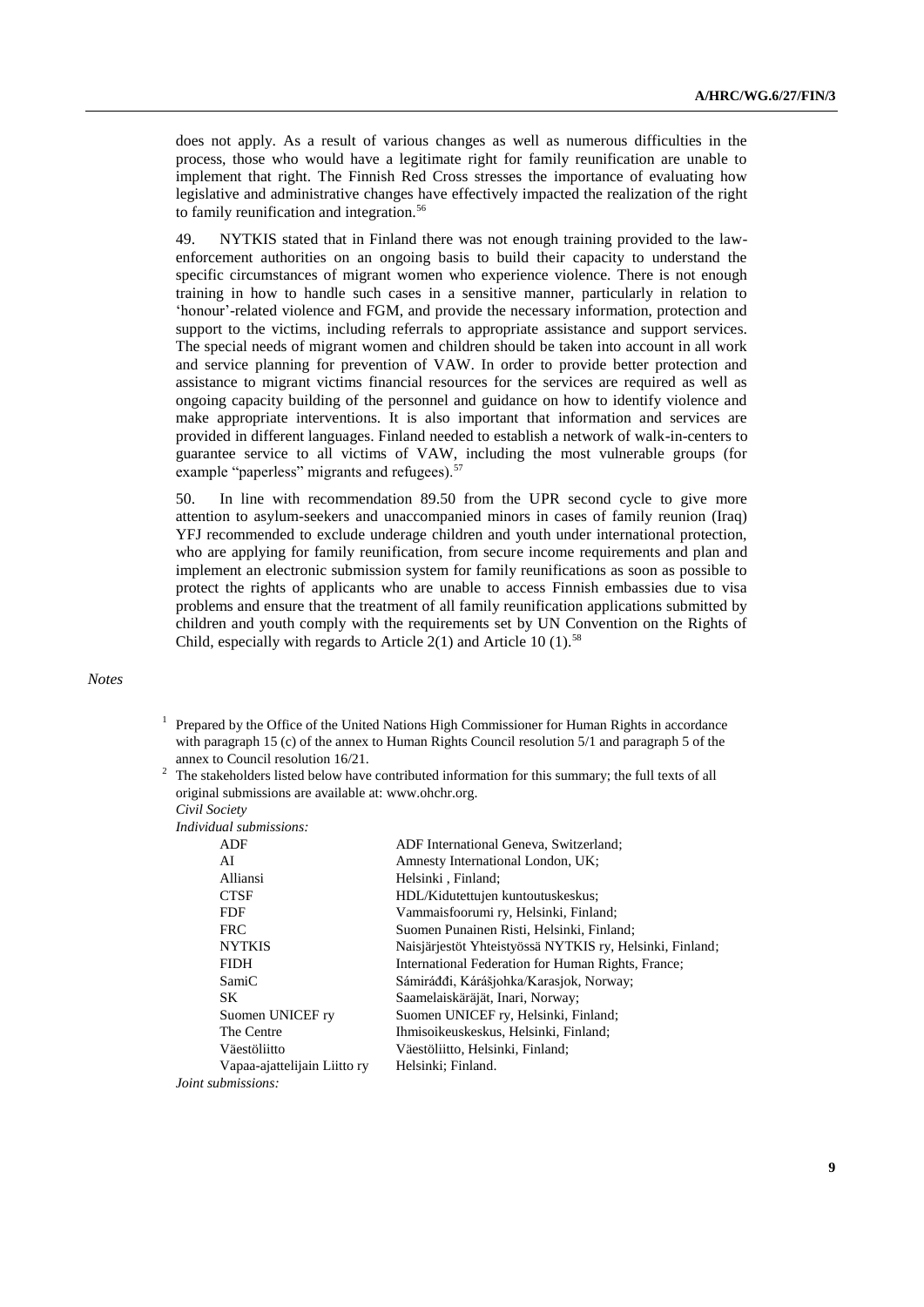does not apply. As a result of various changes as well as numerous difficulties in the process, those who would have a legitimate right for family reunification are unable to implement that right. The Finnish Red Cross stresses the importance of evaluating how legislative and administrative changes have effectively impacted the realization of the right to family reunification and integration.[56]

49. NYTKIS stated that in Finland there was not enough training provided to the law-enforcement authorities on an ongoing basis to build their capacity to understand the specific circumstances of migrant women who experience violence. There is not enough training in how to handle such cases in a sensitive manner, particularly in relation to 'honour'-related violence and FGM, and provide the necessary information, protection and support to the victims, including referrals to appropriate assistance and support services. The special needs of migrant women and children should be taken into account in all work and service planning for prevention of VAW. In order to provide better protection and assistance to migrant victims financial resources for the services are required as well as ongoing capacity building of the personnel and guidance on how to identify violence and make appropriate interventions. It is also important that information and services are provided in different languages. Finland needed to establish a network of walk-in-centers to guarantee service to all victims of VAW, including the most vulnerable groups (for example "paperless" migrants and refugees).[57]

50. In line with recommendation 89.50 from the UPR second cycle to give more attention to asylum-seekers and unaccompanied minors in cases of family reunion (Iraq) YFJ recommended to exclude underage children and youth under international protection, who are applying for family reunification, from secure income requirements and plan and implement an electronic submission system for family reunifications as soon as possible to protect the rights of applicants who are unable to access Finnish embassies due to visa problems and ensure that the treatment of all family reunification applications submitted by children and youth comply with the requirements set by UN Convention on the Rights of Child, especially with regards to Article 2(1) and Article 10 (1).[58]

*Notes*

[1] Prepared by the Office of the United Nations High Commissioner for Human Rights in accordance with paragraph 15 (c) of the annex to Human Rights Council resolution 5/1 and paragraph 5 of the annex to Council resolution 16/21.

[2] The stakeholders listed below have contributed information for this summary; the full texts of all original submissions are available at: www.ohchr.org.

*Civil Society*

*Individual submissions:*

| | |
|---|---|
| ADF | ADF International Geneva, Switzerland; |
| AI | Amnesty International London, UK; |
| Alliansi | Helsinki , Finland; |
| CTSF | HDL/Kidutettujen kuntoutuskeskus; |
| FDF | Vammaisfoorumi ry, Helsinki, Finland; |
| FRC | Suomen Punainen Risti, Helsinki, Finland; |
| NYTKIS | Naisjärjestöt Yhteistyössä NYTKIS ry, Helsinki, Finland; |
| FIDH | International Federation for Human Rights, France; |
| SamiC | Sámiráđđi, Kárášjohka/Karasjok, Norway; |
| SK | Saamelaiskäräjät, Inari, Norway; |
| Suomen UNICEF ry | Suomen UNICEF ry, Helsinki, Finland; |
| The Centre | Ihmisoikeuskeskus, Helsinki, Finland; |
| Väestöliitto | Väestöliitto, Helsinki, Finland; |
| Vapaa-ajattelijain Liitto ry | Helsinki; Finland. |

*Joint submissions:*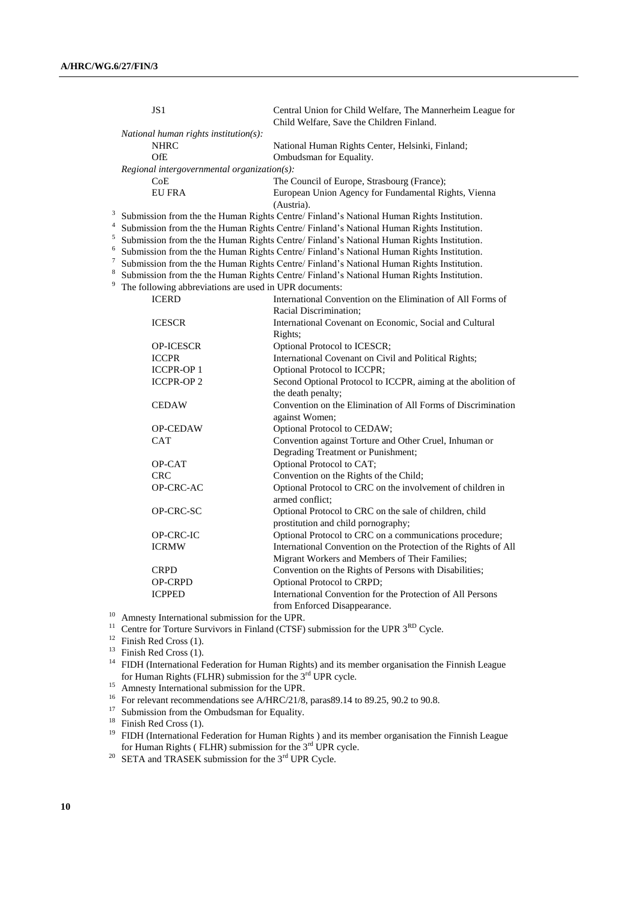| | |
|---|---|
| JS1 | Central Union for Child Welfare, The Mannerheim League for Child Welfare, Save the Children Finland. |
| *National human rights institution(s):* | |
| NHRC | National Human Rights Center, Helsinki, Finland; |
| OfE | Ombudsman for Equality. |
| *Regional intergovernmental organization(s):* | |
| CoE | The Council of Europe, Strasbourg (France); |
| EU FRA | European Union Agency for Fundamental Rights, Vienna (Austria). |

[3] Submission from the the Human Rights Centre/ Finland's National Human Rights Institution.

[4] Submission from the the Human Rights Centre/ Finland's National Human Rights Institution.

[5] Submission from the the Human Rights Centre/ Finland's National Human Rights Institution.

[6] Submission from the the Human Rights Centre/ Finland's National Human Rights Institution.

[7] Submission from the the Human Rights Centre/ Finland's National Human Rights Institution.

[8] Submission from the the Human Rights Centre/ Finland's National Human Rights Institution.

[9] The following abbreviations are used in UPR documents:

| | |
|---|---|
| ICERD | International Convention on the Elimination of All Forms of Racial Discrimination; |
| ICESCR | International Covenant on Economic, Social and Cultural Rights; |
| OP-ICESCR | Optional Protocol to ICESCR; |
| ICCPR | International Covenant on Civil and Political Rights; |
| ICCPR-OP 1 | Optional Protocol to ICCPR; |
| ICCPR-OP 2 | Second Optional Protocol to ICCPR, aiming at the abolition of the death penalty; |
| CEDAW | Convention on the Elimination of All Forms of Discrimination against Women; |
| OP-CEDAW | Optional Protocol to CEDAW; |
| CAT | Convention against Torture and Other Cruel, Inhuman or Degrading Treatment or Punishment; |
| OP-CAT | Optional Protocol to CAT; |
| CRC | Convention on the Rights of the Child; |
| OP-CRC-AC | Optional Protocol to CRC on the involvement of children in armed conflict; |
| OP-CRC-SC | Optional Protocol to CRC on the sale of children, child prostitution and child pornography; |
| OP-CRC-IC | Optional Protocol to CRC on a communications procedure; |
| ICRMW | International Convention on the Protection of the Rights of All Migrant Workers and Members of Their Families; |
| CRPD | Convention on the Rights of Persons with Disabilities; |
| OP-CRPD | Optional Protocol to CRPD; |
| ICPPED | International Convention for the Protection of All Persons from Enforced Disappearance. |

[10] Amnesty International submission for the UPR.

[11] Centre for Torture Survivors in Finland (CTSF) submission for the UPR 3[RD] Cycle.

[12] Finish Red Cross (1).

[13] Finish Red Cross (1).

[14] FIDH (International Federation for Human Rights) and its member organisation the Finnish League for Human Rights (FLHR) submission for the 3[rd] UPR cycle.

[15] Amnesty International submission for the UPR.

[16] For relevant recommendations see A/HRC/21/8, paras89.14 to 89.25, 90.2 to 90.8.

[17] Submission from the Ombudsman for Equality.

[18] Finish Red Cross (1).

[19] FIDH (International Federation for Human Rights ) and its member organisation the Finnish League for Human Rights ( FLHR) submission for the 3[rd] UPR cycle.

[20] SETA and TRASEK submission for the 3[rd] UPR Cycle.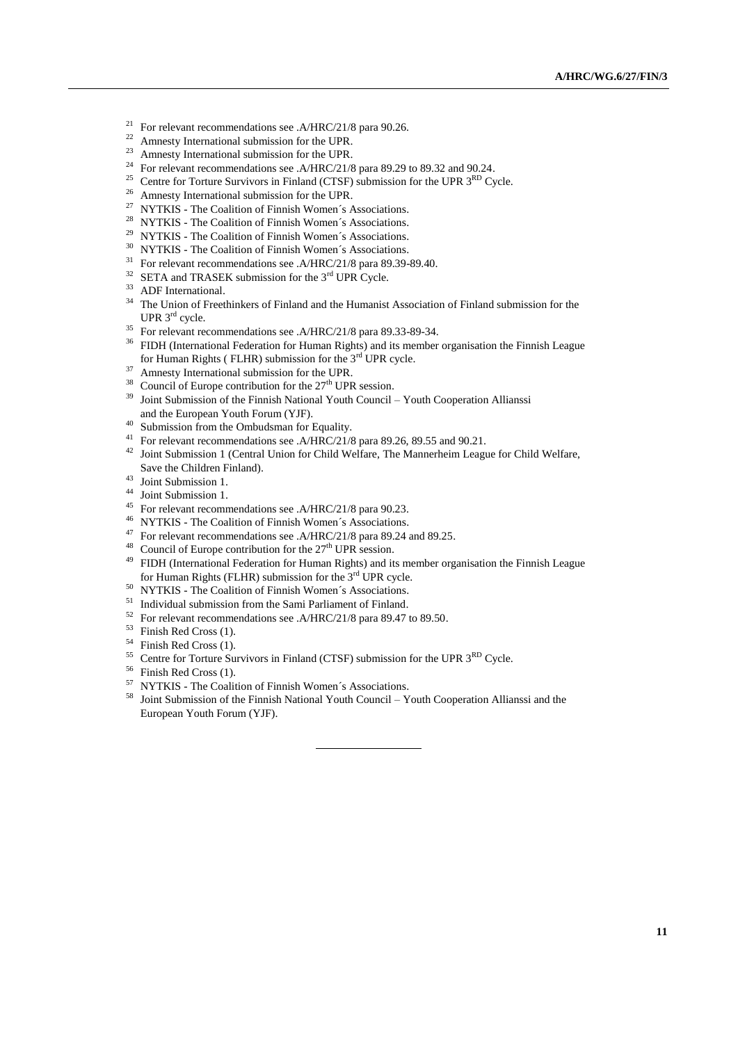[21] For relevant recommendations see .A/HRC/21/8 para 90.26.

[22] Amnesty International submission for the UPR.

[23] Amnesty International submission for the UPR.

[24] For relevant recommendations see .A/HRC/21/8 para 89.29 to 89.32 and 90.24.

[25] Centre for Torture Survivors in Finland (CTSF) submission for the UPR 3RD Cycle.

[26] Amnesty International submission for the UPR.

[27] NYTKIS - The Coalition of Finnish Women´s Associations.

[28] NYTKIS - The Coalition of Finnish Women´s Associations.

[29] NYTKIS - The Coalition of Finnish Women´s Associations.

[30] NYTKIS - The Coalition of Finnish Women´s Associations.

[31] For relevant recommendations see .A/HRC/21/8 para 89.39-89.40.

[32] SETA and TRASEK submission for the 3rd UPR Cycle.

[33] ADF International.

[34] The Union of Freethinkers of Finland and the Humanist Association of Finland submission for the UPR 3rd cycle.

[35] For relevant recommendations see .A/HRC/21/8 para 89.33-89-34.

[36] FIDH (International Federation for Human Rights) and its member organisation the Finnish League for Human Rights ( FLHR) submission for the 3rd UPR cycle.

[37] Amnesty International submission for the UPR.

[38] Council of Europe contribution for the 27th UPR session.

[39] Joint Submission of the Finnish National Youth Council – Youth Cooperation Allianssi and the European Youth Forum (YJF).

[40] Submission from the Ombudsman for Equality.

[41] For relevant recommendations see .A/HRC/21/8 para 89.26, 89.55 and 90.21.

[42] Joint Submission 1 (Central Union for Child Welfare, The Mannerheim League for Child Welfare, Save the Children Finland).

[43] Joint Submission 1.

[44] Joint Submission 1.

[45] For relevant recommendations see .A/HRC/21/8 para 90.23.

[46] NYTKIS - The Coalition of Finnish Women´s Associations.

[47] For relevant recommendations see .A/HRC/21/8 para 89.24 and 89.25.

[48] Council of Europe contribution for the 27th UPR session.

[49] FIDH (International Federation for Human Rights) and its member organisation the Finnish League for Human Rights (FLHR) submission for the 3rd UPR cycle.

[50] NYTKIS - The Coalition of Finnish Women´s Associations.

[51] Individual submission from the Sami Parliament of Finland.

[52] For relevant recommendations see .A/HRC/21/8 para 89.47 to 89.50.

[53] Finish Red Cross (1).

[54] Finish Red Cross (1).

[55] Centre for Torture Survivors in Finland (CTSF) submission for the UPR 3RD Cycle.

[56] Finish Red Cross (1).

[57] NYTKIS - The Coalition of Finnish Women´s Associations.

[58] Joint Submission of the Finnish National Youth Council – Youth Cooperation Allianssi and the European Youth Forum (YJF).